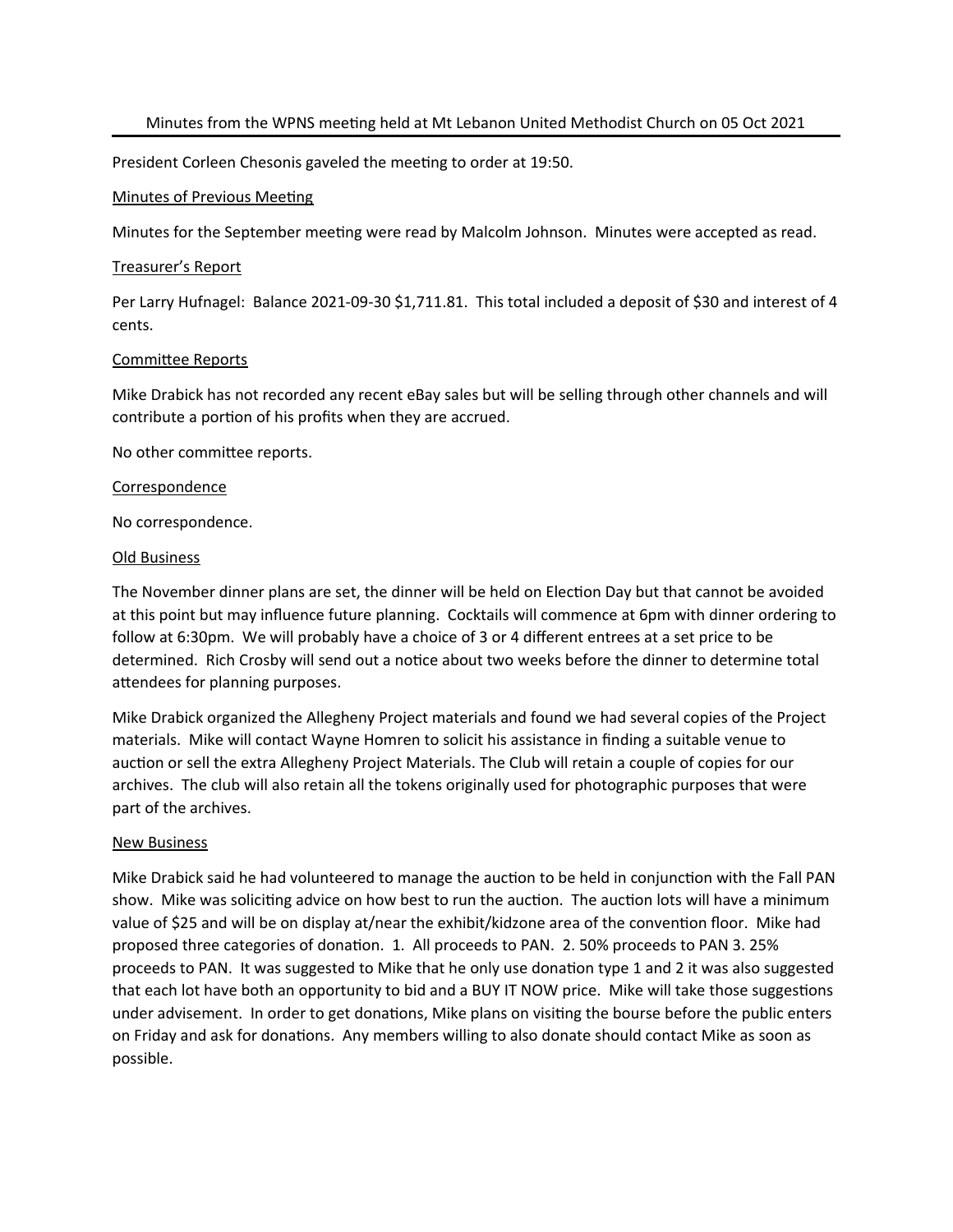Minutes from the WPNS meeting held at Mt Lebanon United Methodist Church on 05 Oct 2021

President Corleen Chesonis gaveled the meeting to order at 19:50.

Minutes of Previous Meeting

Minutes for the September meeting were read by Malcolm Johnson. Minutes were accepted as read.

Treasurer's Report

Per Larry Hufnagel: Balance 2021-09-30 $1,711.81. This total included a deposit of $30 and interest of 4 cents.

Committee Reports

Mike Drabick has not recorded any recent eBay sales but will be selling through other channels and will contribute a portion of his profits when they are accrued.

No other committee reports.

Correspondence

No correspondence.

Old Business

The November dinner plans are set, the dinner will be held on Election Day but that cannot be avoided at this point but may influence future planning. Cocktails will commence at 6pm with dinner ordering to follow at 6:30pm. We will probably have a choice of 3 or 4 different entrees at a set price to be determined. Rich Crosby will send out a notice about two weeks before the dinner to determine total attendees for planning purposes.

Mike Drabick organized the Allegheny Project materials and found we had several copies of the Project materials. Mike will contact Wayne Homren to solicit his assistance in finding a suitable venue to auction or sell the extra Allegheny Project Materials. The Club will retain a couple of copies for our archives. The club will also retain all the tokens originally used for photographic purposes that were part of the archives.

New Business

Mike Drabick said he had volunteered to manage the auction to be held in conjunction with the Fall PAN show. Mike was soliciting advice on how best to run the auction. The auction lots will have a minimum value of $25 and will be on display at/near the exhibit/kidzone area of the convention floor. Mike had proposed three categories of donation. 1. All proceeds to PAN. 2. 50% proceeds to PAN 3. 25% proceeds to PAN. It was suggested to Mike that he only use donation type 1 and 2 it was also suggested that each lot have both an opportunity to bid and a BUY IT NOW price. Mike will take those suggestions under advisement. In order to get donations, Mike plans on visiting the bourse before the public enters on Friday and ask for donations. Any members willing to also donate should contact Mike as soon as possible.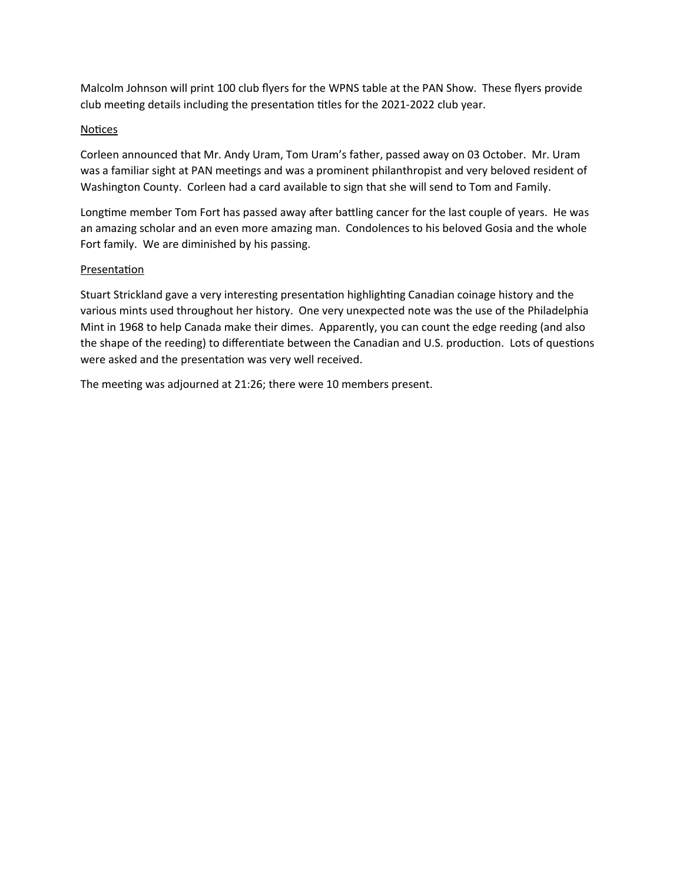Malcolm Johnson will print 100 club flyers for the WPNS table at the PAN Show. These flyers provide club meeting details including the presentation titles for the 2021-2022 club year.

<u>Notices</u>

Corleen announced that Mr. Andy Uram, Tom Uram's father, passed away on 03 October. Mr. Uram was a familiar sight at PAN meetings and was a prominent philanthropist and very beloved resident of Washington County. Corleen had a card available to sign that she will send to Tom and Family.

Longtime member Tom Fort has passed away after battling cancer for the last couple of years. He was an amazing scholar and an even more amazing man. Condolences to his beloved Gosia and the whole Fort family. We are diminished by his passing.

<u>Presentation</u>

Stuart Strickland gave a very interesting presentation highlighting Canadian coinage history and the various mints used throughout her history. One very unexpected note was the use of the Philadelphia Mint in 1968 to help Canada make their dimes. Apparently, you can count the edge reeding (and also the shape of the reeding) to differentiate between the Canadian and U.S. production. Lots of questions were asked and the presentation was very well received.

The meeting was adjourned at 21:26; there were 10 members present.